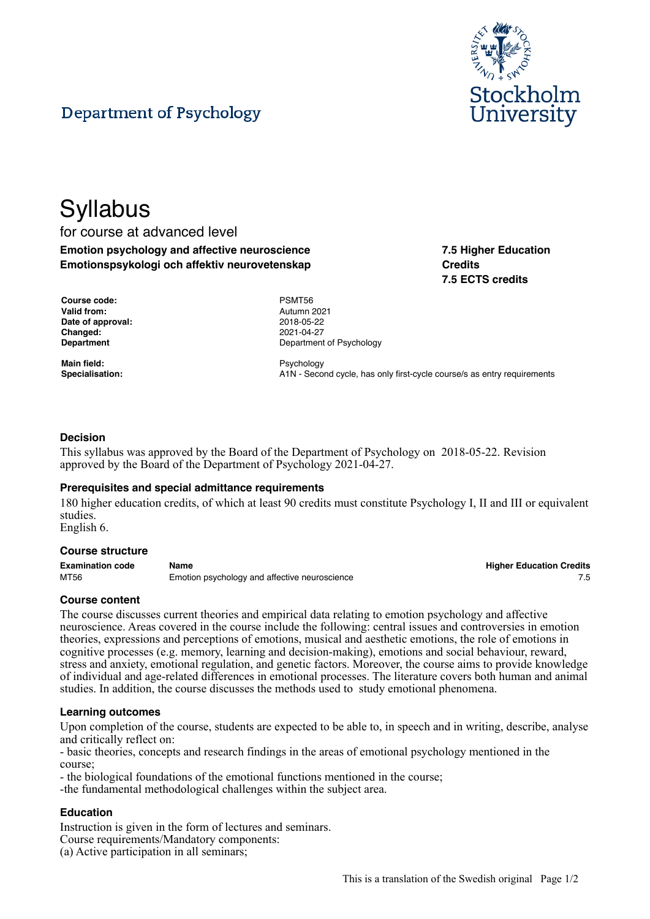Department of Psychology

Stockholm University

# Syllabus

for course at advanced level

**Emotion psychology and affective neuroscience**
**Emotionspsykologi och affektiv neurovetenskap**

**7.5 Higher Education Credits**
**7.5 ECTS credits**

| | |
|---|---|
| **Course code:** | PSMT56 |
| **Valid from:** | Autumn 2021 |
| **Date of approval:** | 2018-05-22 |
| **Changed:** | 2021-04-27 |
| **Department** | Department of Psychology |
| **Main field:** | Psychology |
| **Specialisation:** | A1N - Second cycle, has only first-cycle course/s as entry requirements |

### Decision

This syllabus was approved by the Board of the Department of Psychology on 2018-05-22. Revision approved by the Board of the Department of Psychology 2021-04-27.

### Prerequisites and special admittance requirements

180 higher education credits, of which at least 90 credits must constitute Psychology I, II and III or equivalent studies.
English 6.

### Course structure

| Examination code | Name | Higher Education Credits |
|---|---|---|
| MT56 | Emotion psychology and affective neuroscience | 7.5 |

### Course content

The course discusses current theories and empirical data relating to emotion psychology and affective neuroscience. Areas covered in the course include the following: central issues and controversies in emotion theories, expressions and perceptions of emotions, musical and aesthetic emotions, the role of emotions in cognitive processes (e.g. memory, learning and decision-making), emotions and social behaviour, reward, stress and anxiety, emotional regulation, and genetic factors. Moreover, the course aims to provide knowledge of individual and age-related differences in emotional processes. The literature covers both human and animal studies. In addition, the course discusses the methods used to study emotional phenomena.

### Learning outcomes

Upon completion of the course, students are expected to be able to, in speech and in writing, describe, analyse and critically reflect on:
- basic theories, concepts and research findings in the areas of emotional psychology mentioned in the course;
- the biological foundations of the emotional functions mentioned in the course;
-the fundamental methodological challenges within the subject area.

### Education

Instruction is given in the form of lectures and seminars.
Course requirements/Mandatory components:
(a) Active participation in all seminars;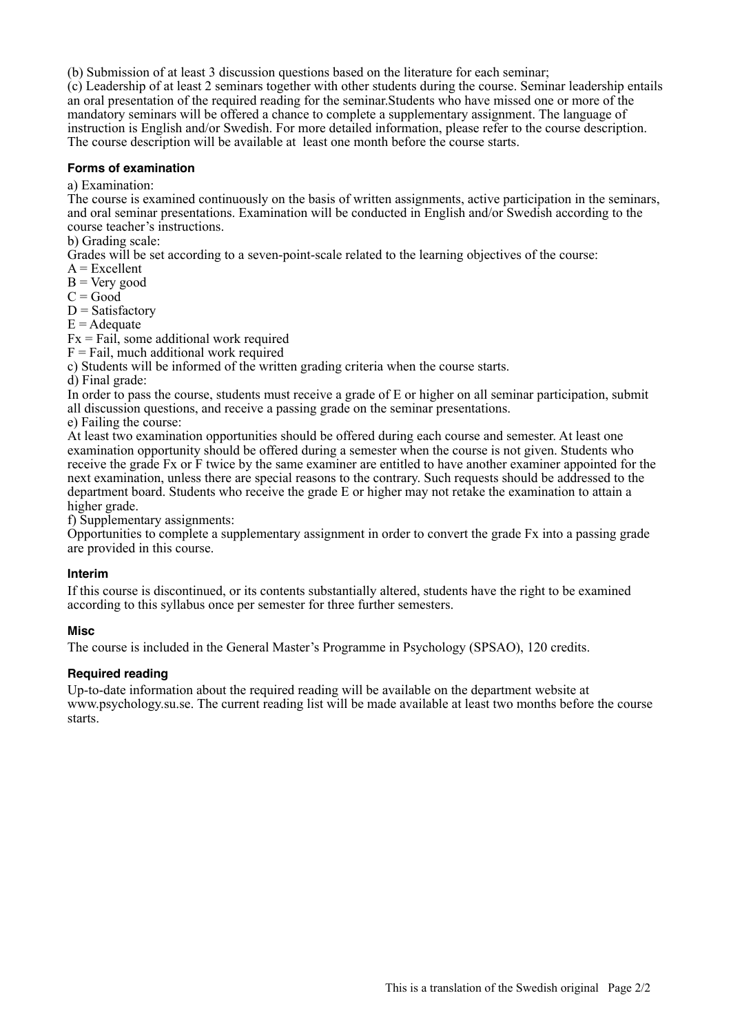(b) Submission of at least 3 discussion questions based on the literature for each seminar;
(c) Leadership of at least 2 seminars together with other students during the course. Seminar leadership entails an oral presentation of the required reading for the seminar.Students who have missed one or more of the mandatory seminars will be offered a chance to complete a supplementary assignment. The language of instruction is English and/or Swedish. For more detailed information, please refer to the course description. The course description will be available at least one month before the course starts.

### Forms of examination

a) Examination:
The course is examined continuously on the basis of written assignments, active participation in the seminars, and oral seminar presentations. Examination will be conducted in English and/or Swedish according to the course teacher's instructions.
b) Grading scale:
Grades will be set according to a seven-point-scale related to the learning objectives of the course:
A = Excellent
B = Very good
C = Good
D = Satisfactory
E = Adequate
Fx = Fail, some additional work required
F = Fail, much additional work required
c) Students will be informed of the written grading criteria when the course starts.
d) Final grade:
In order to pass the course, students must receive a grade of E or higher on all seminar participation, submit all discussion questions, and receive a passing grade on the seminar presentations.
e) Failing the course:
At least two examination opportunities should be offered during each course and semester. At least one examination opportunity should be offered during a semester when the course is not given. Students who receive the grade Fx or F twice by the same examiner are entitled to have another examiner appointed for the next examination, unless there are special reasons to the contrary. Such requests should be addressed to the department board. Students who receive the grade E or higher may not retake the examination to attain a higher grade.
f) Supplementary assignments:
Opportunities to complete a supplementary assignment in order to convert the grade Fx into a passing grade are provided in this course.

### Interim

If this course is discontinued, or its contents substantially altered, students have the right to be examined according to this syllabus once per semester for three further semesters.

### Misc

The course is included in the General Master's Programme in Psychology (SPSAO), 120 credits.

### Required reading

Up-to-date information about the required reading will be available on the department website at www.psychology.su.se. The current reading list will be made available at least two months before the course starts.

This is a translation of the Swedish original